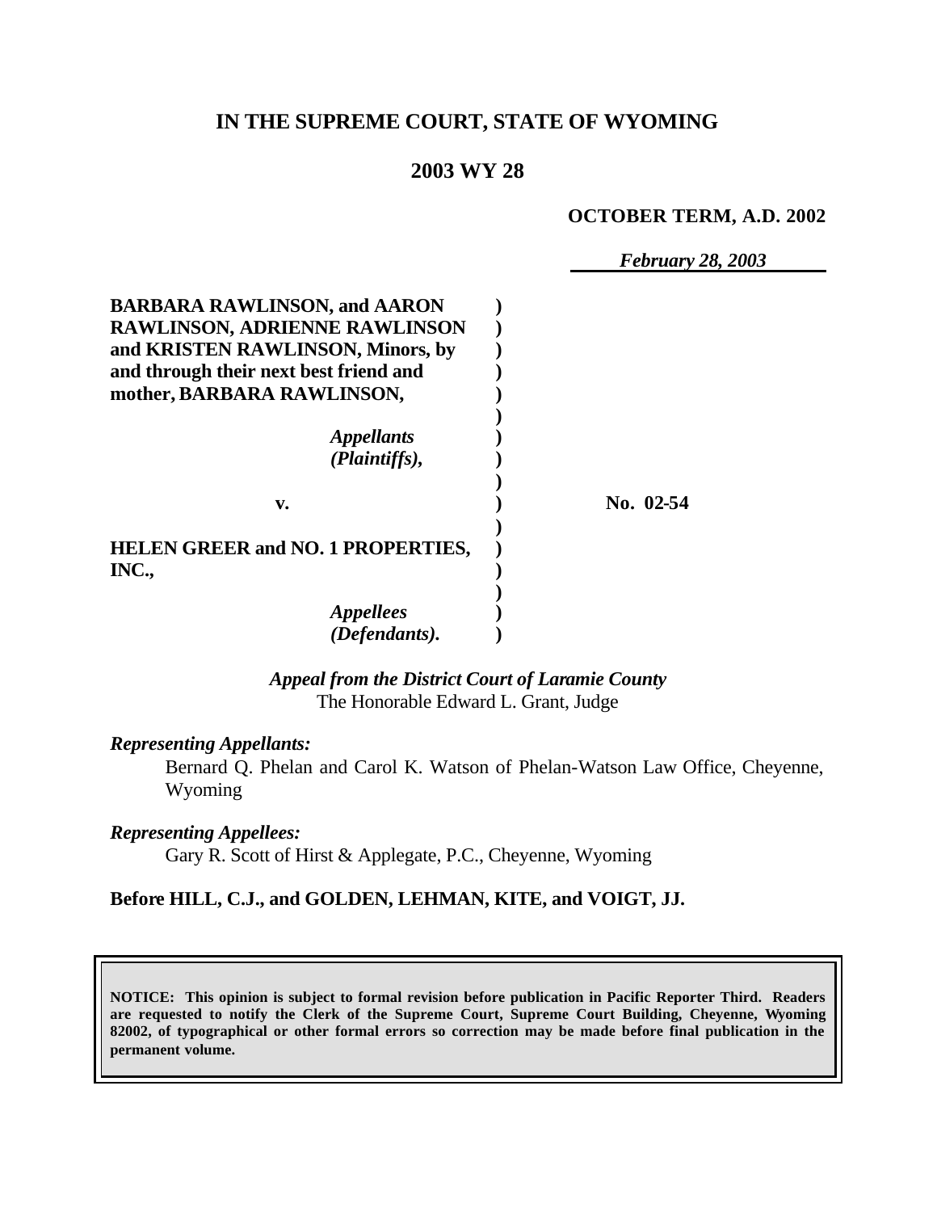# IN THE SUPREME COURT, STATE OF WYOMING

## 2003 WY 28

**OCTOBER TERM, A.D. 2002**

*February 28, 2003*

**BARBARA RAWLINSON, and AARON RAWLINSON, ADRIENNE RAWLINSON and KRISTEN RAWLINSON, Minors, by and through their next best friend and mother, BARBARA RAWLINSON,**

*Appellants (Plaintiffs),*

**v.**

**No. 02-54**

**HELEN GREER and NO. 1 PROPERTIES, INC.,**

*Appellees (Defendants).*

***Appeal from the District Court of Laramie County***
The Honorable Edward L. Grant, Judge

***Representing Appellants:***

Bernard Q. Phelan and Carol K. Watson of Phelan-Watson Law Office, Cheyenne, Wyoming

***Representing Appellees:***

Gary R. Scott of Hirst & Applegate, P.C., Cheyenne, Wyoming

**Before HILL, C.J., and GOLDEN, LEHMAN, KITE, and VOIGT, JJ.**

**NOTICE: This opinion is subject to formal revision before publication in Pacific Reporter Third. Readers are requested to notify the Clerk of the Supreme Court, Supreme Court Building, Cheyenne, Wyoming 82002, of typographical or other formal errors so correction may be made before final publication in the permanent volume.**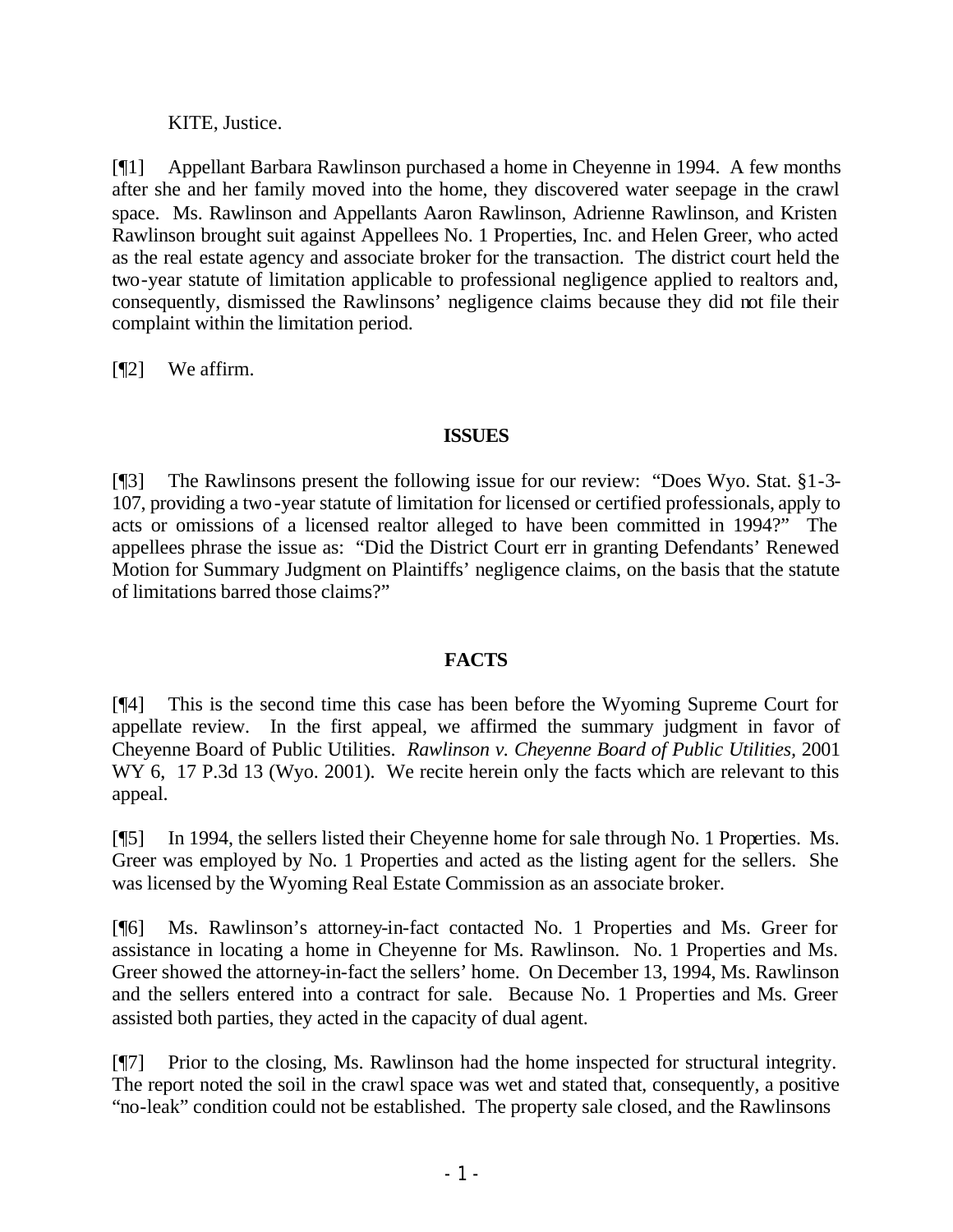KITE, Justice.

[¶1] Appellant Barbara Rawlinson purchased a home in Cheyenne in 1994. A few months after she and her family moved into the home, they discovered water seepage in the crawl space. Ms. Rawlinson and Appellants Aaron Rawlinson, Adrienne Rawlinson, and Kristen Rawlinson brought suit against Appellees No. 1 Properties, Inc. and Helen Greer, who acted as the real estate agency and associate broker for the transaction. The district court held the two-year statute of limitation applicable to professional negligence applied to realtors and, consequently, dismissed the Rawlinsons' negligence claims because they did not file their complaint within the limitation period.

[¶2] We affirm.

## ISSUES

[¶3] The Rawlinsons present the following issue for our review: "Does Wyo. Stat. §1-3-107, providing a two-year statute of limitation for licensed or certified professionals, apply to acts or omissions of a licensed realtor alleged to have been committed in 1994?" The appellees phrase the issue as: "Did the District Court err in granting Defendants' Renewed Motion for Summary Judgment on Plaintiffs' negligence claims, on the basis that the statute of limitations barred those claims?"

## FACTS

[¶4] This is the second time this case has been before the Wyoming Supreme Court for appellate review. In the first appeal, we affirmed the summary judgment in favor of Cheyenne Board of Public Utilities. *Rawlinson v. Cheyenne Board of Public Utilities*, 2001 WY 6, 17 P.3d 13 (Wyo. 2001). We recite herein only the facts which are relevant to this appeal.

[¶5] In 1994, the sellers listed their Cheyenne home for sale through No. 1 Properties. Ms. Greer was employed by No. 1 Properties and acted as the listing agent for the sellers. She was licensed by the Wyoming Real Estate Commission as an associate broker.

[¶6] Ms. Rawlinson's attorney-in-fact contacted No. 1 Properties and Ms. Greer for assistance in locating a home in Cheyenne for Ms. Rawlinson. No. 1 Properties and Ms. Greer showed the attorney-in-fact the sellers' home. On December 13, 1994, Ms. Rawlinson and the sellers entered into a contract for sale. Because No. 1 Properties and Ms. Greer assisted both parties, they acted in the capacity of dual agent.

[¶7] Prior to the closing, Ms. Rawlinson had the home inspected for structural integrity. The report noted the soil in the crawl space was wet and stated that, consequently, a positive "no-leak" condition could not be established. The property sale closed, and the Rawlinsons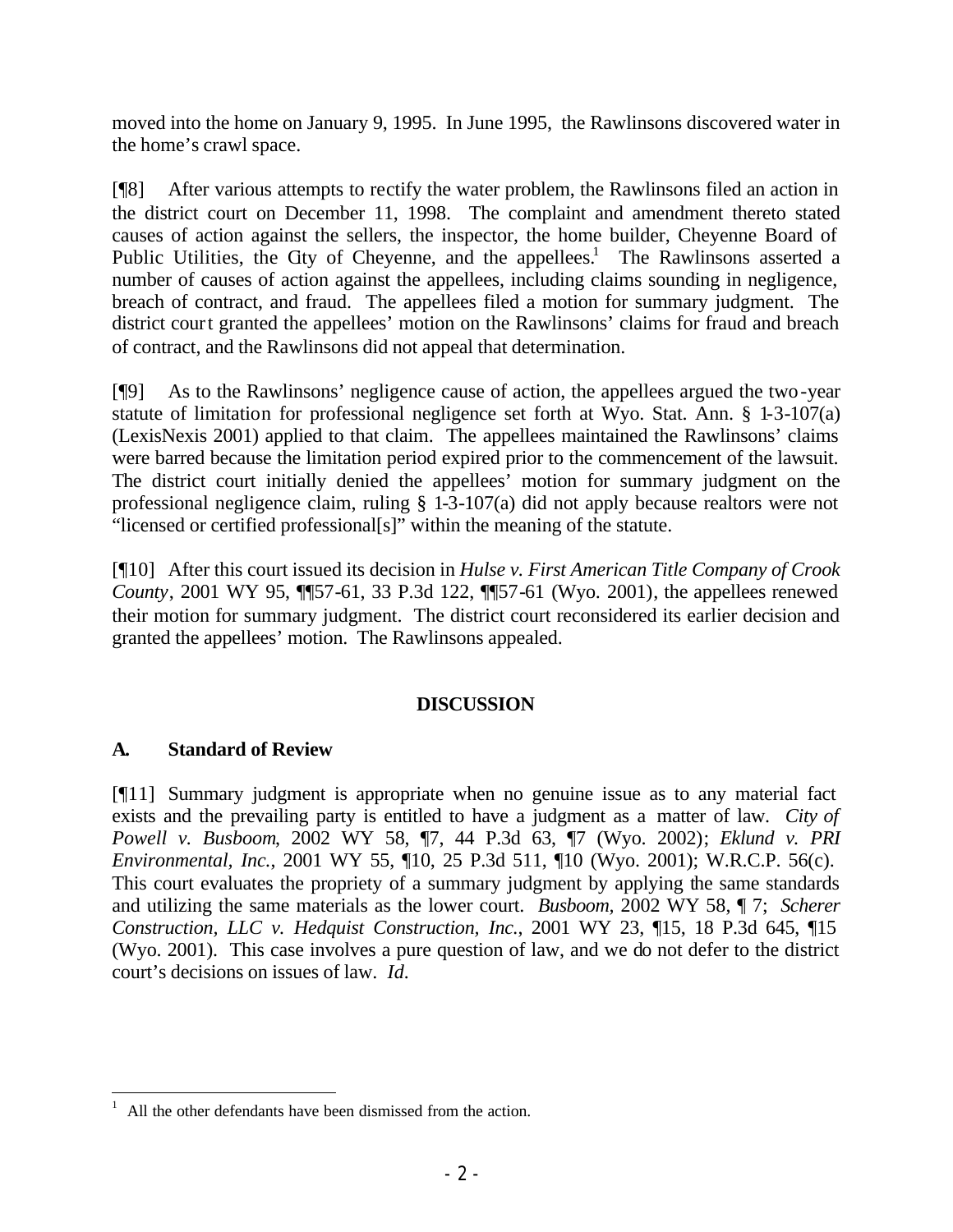moved into the home on January 9, 1995. In June 1995, the Rawlinsons discovered water in the home's crawl space.

[¶8] After various attempts to rectify the water problem, the Rawlinsons filed an action in the district court on December 11, 1998. The complaint and amendment thereto stated causes of action against the sellers, the inspector, the home builder, Cheyenne Board of Public Utilities, the City of Cheyenne, and the appellees.[1] The Rawlinsons asserted a number of causes of action against the appellees, including claims sounding in negligence, breach of contract, and fraud. The appellees filed a motion for summary judgment. The district court granted the appellees' motion on the Rawlinsons' claims for fraud and breach of contract, and the Rawlinsons did not appeal that determination.

[¶9] As to the Rawlinsons' negligence cause of action, the appellees argued the two-year statute of limitation for professional negligence set forth at Wyo. Stat. Ann. § 1-3-107(a) (LexisNexis 2001) applied to that claim. The appellees maintained the Rawlinsons' claims were barred because the limitation period expired prior to the commencement of the lawsuit. The district court initially denied the appellees' motion for summary judgment on the professional negligence claim, ruling § 1-3-107(a) did not apply because realtors were not "licensed or certified professional[s]" within the meaning of the statute.

[¶10] After this court issued its decision in *Hulse v. First American Title Company of Crook County*, 2001 WY 95, ¶¶57-61, 33 P.3d 122, ¶¶57-61 (Wyo. 2001), the appellees renewed their motion for summary judgment. The district court reconsidered its earlier decision and granted the appellees' motion. The Rawlinsons appealed.

## DISCUSSION

### A. Standard of Review

[¶11] Summary judgment is appropriate when no genuine issue as to any material fact exists and the prevailing party is entitled to have a judgment as a matter of law. *City of Powell v. Busboom*, 2002 WY 58, ¶7, 44 P.3d 63, ¶7 (Wyo. 2002); *Eklund v. PRI Environmental, Inc.*, 2001 WY 55, ¶10, 25 P.3d 511, ¶10 (Wyo. 2001); W.R.C.P. 56(c). This court evaluates the propriety of a summary judgment by applying the same standards and utilizing the same materials as the lower court. *Busboom*, 2002 WY 58, ¶ 7; *Scherer Construction, LLC v. Hedquist Construction, Inc.*, 2001 WY 23, ¶15, 18 P.3d 645, ¶15 (Wyo. 2001). This case involves a pure question of law, and we do not defer to the district court's decisions on issues of law. *Id.*

---

[1] All the other defendants have been dismissed from the action.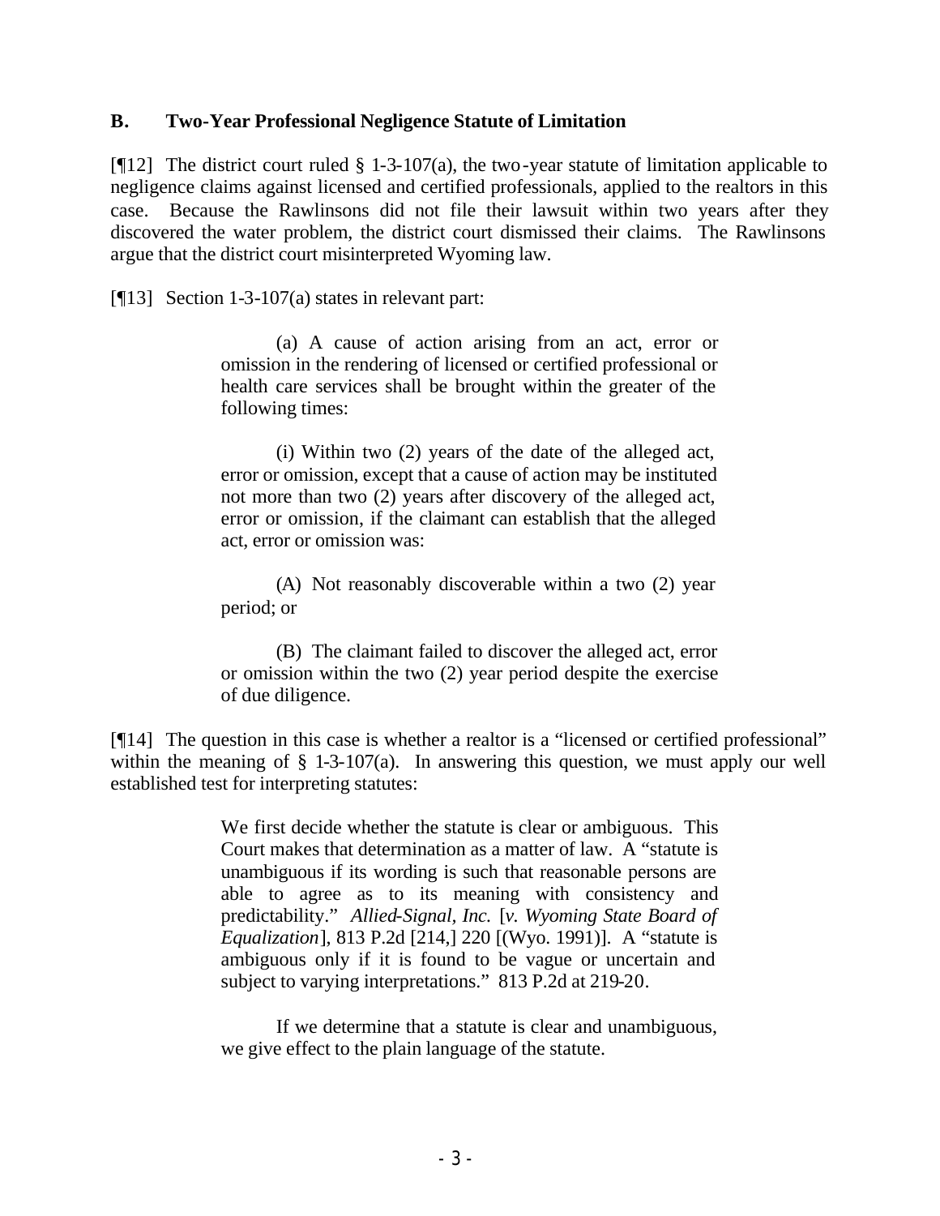### B. Two-Year Professional Negligence Statute of Limitation

[¶12] The district court ruled § 1-3-107(a), the two-year statute of limitation applicable to negligence claims against licensed and certified professionals, applied to the realtors in this case. Because the Rawlinsons did not file their lawsuit within two years after they discovered the water problem, the district court dismissed their claims. The Rawlinsons argue that the district court misinterpreted Wyoming law.

[¶13] Section 1-3-107(a) states in relevant part:

> (a) A cause of action arising from an act, error or omission in the rendering of licensed or certified professional or health care services shall be brought within the greater of the following times:
>
> (i) Within two (2) years of the date of the alleged act, error or omission, except that a cause of action may be instituted not more than two (2) years after discovery of the alleged act, error or omission, if the claimant can establish that the alleged act, error or omission was:
>
> (A) Not reasonably discoverable within a two (2) year period; or
>
> (B) The claimant failed to discover the alleged act, error or omission within the two (2) year period despite the exercise of due diligence.

[¶14] The question in this case is whether a realtor is a "licensed or certified professional" within the meaning of § 1-3-107(a). In answering this question, we must apply our well established test for interpreting statutes:

> We first decide whether the statute is clear or ambiguous. This Court makes that determination as a matter of law. A "statute is unambiguous if its wording is such that reasonable persons are able to agree as to its meaning with consistency and predictability." *Allied-Signal, Inc.* [*v. Wyoming State Board of Equalization*], 813 P.2d [214,] 220 [(Wyo. 1991)]. A "statute is ambiguous only if it is found to be vague or uncertain and subject to varying interpretations." 813 P.2d at 219-20.
>
> If we determine that a statute is clear and unambiguous, we give effect to the plain language of the statute.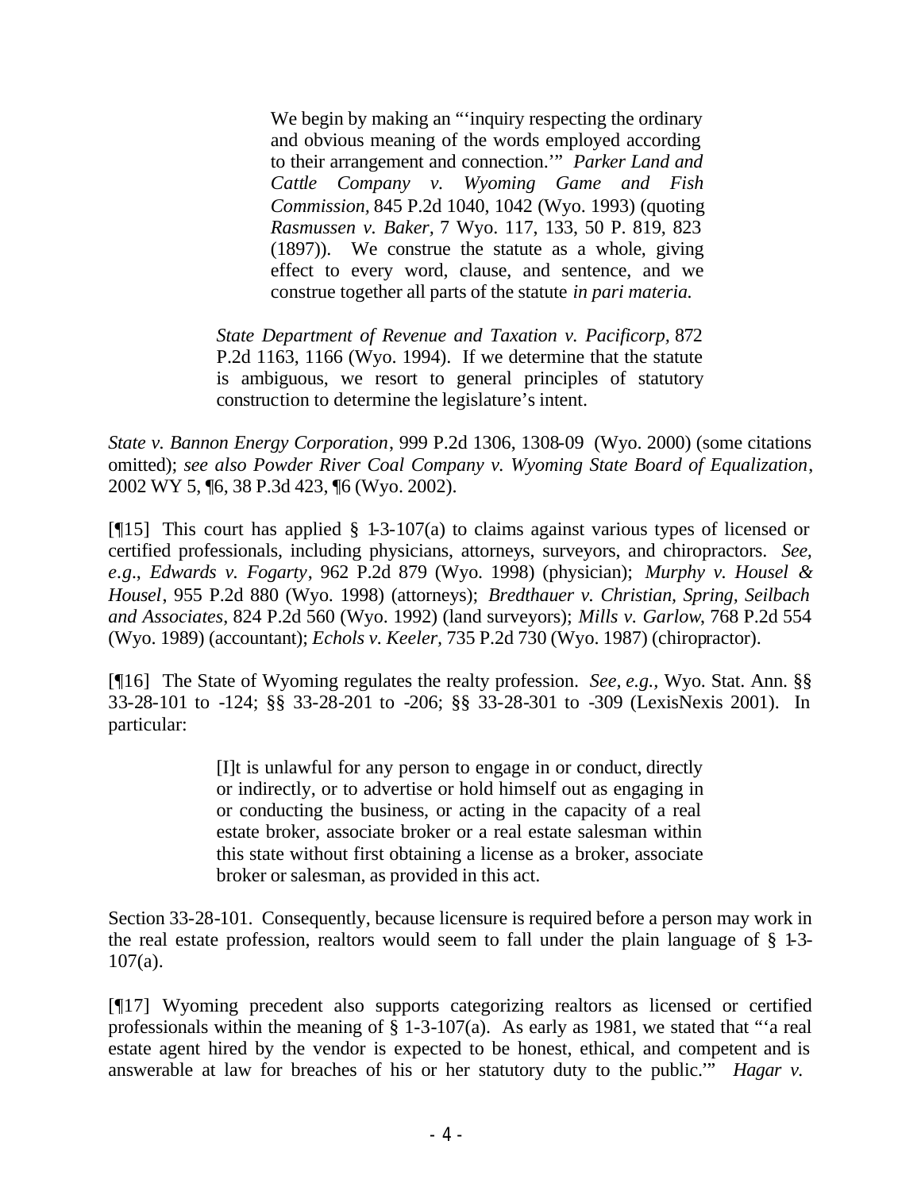> > We begin by making an "'inquiry respecting the ordinary and obvious meaning of the words employed according to their arrangement and connection.'" *Parker Land and Cattle Company v. Wyoming Game and Fish Commission,* 845 P.2d 1040, 1042 (Wyo. 1993) (quoting *Rasmussen v. Baker,* 7 Wyo. 117, 133, 50 P. 819, 823 (1897)). We construe the statute as a whole, giving effect to every word, clause, and sentence, and we construe together all parts of the statute *in pari materia.*
>
> *State Department of Revenue and Taxation v. Pacificorp,* 872 P.2d 1163, 1166 (Wyo. 1994). If we determine that the statute is ambiguous, we resort to general principles of statutory construction to determine the legislature's intent.

*State v. Bannon Energy Corporation*, 999 P.2d 1306, 1308-09 (Wyo. 2000) (some citations omitted); *see also Powder River Coal Company v. Wyoming State Board of Equalization*, 2002 WY 5, ¶6, 38 P.3d 423, ¶6 (Wyo. 2002).

[¶15] This court has applied § 1-3-107(a) to claims against various types of licensed or certified professionals, including physicians, attorneys, surveyors, and chiropractors. *See, e.g.*, *Edwards v. Fogarty*, 962 P.2d 879 (Wyo. 1998) (physician); *Murphy v. Housel & Housel*, 955 P.2d 880 (Wyo. 1998) (attorneys); *Bredthauer v. Christian, Spring, Seilbach and Associates*, 824 P.2d 560 (Wyo. 1992) (land surveyors); *Mills v. Garlow*, 768 P.2d 554 (Wyo. 1989) (accountant); *Echols v. Keeler*, 735 P.2d 730 (Wyo. 1987) (chiropractor).

[¶16] The State of Wyoming regulates the realty profession. *See, e.g.,* Wyo. Stat. Ann. §§ 33-28-101 to -124; §§ 33-28-201 to -206; §§ 33-28-301 to -309 (LexisNexis 2001). In particular:

> [I]t is unlawful for any person to engage in or conduct, directly or indirectly, or to advertise or hold himself out as engaging in or conducting the business, or acting in the capacity of a real estate broker, associate broker or a real estate salesman within this state without first obtaining a license as a broker, associate broker or salesman, as provided in this act.

Section 33-28-101. Consequently, because licensure is required before a person may work in the real estate profession, realtors would seem to fall under the plain language of § 1-3-107(a).

[¶17] Wyoming precedent also supports categorizing realtors as licensed or certified professionals within the meaning of § 1-3-107(a). As early as 1981, we stated that "'a real estate agent hired by the vendor is expected to be honest, ethical, and competent and is answerable at law for breaches of his or her statutory duty to the public.'" *Hagar v.*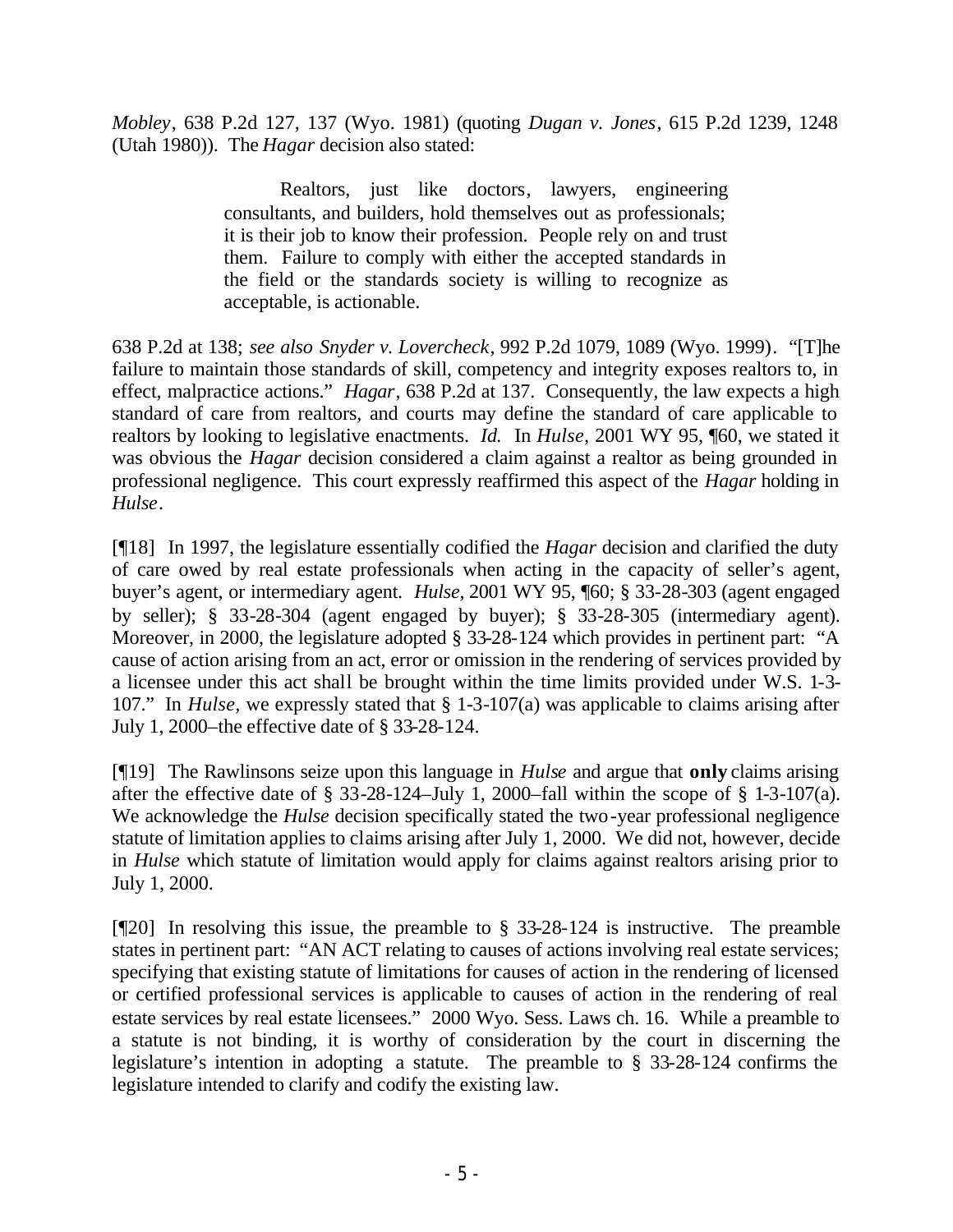*Mobley*, 638 P.2d 127, 137 (Wyo. 1981) (quoting *Dugan v. Jones*, 615 P.2d 1239, 1248 (Utah 1980)). The *Hagar* decision also stated:

> Realtors, just like doctors, lawyers, engineering consultants, and builders, hold themselves out as professionals; it is their job to know their profession. People rely on and trust them. Failure to comply with either the accepted standards in the field or the standards society is willing to recognize as acceptable, is actionable.

638 P.2d at 138; *see also Snyder v. Lovercheck*, 992 P.2d 1079, 1089 (Wyo. 1999). "[T]he failure to maintain those standards of skill, competency and integrity exposes realtors to, in effect, malpractice actions." *Hagar*, 638 P.2d at 137. Consequently, the law expects a high standard of care from realtors, and courts may define the standard of care applicable to realtors by looking to legislative enactments. *Id.* In *Hulse*, 2001 WY 95, ¶60, we stated it was obvious the *Hagar* decision considered a claim against a realtor as being grounded in professional negligence. This court expressly reaffirmed this aspect of the *Hagar* holding in *Hulse*.

[¶18] In 1997, the legislature essentially codified the *Hagar* decision and clarified the duty of care owed by real estate professionals when acting in the capacity of seller's agent, buyer's agent, or intermediary agent. *Hulse*, 2001 WY 95, ¶60; § 33-28-303 (agent engaged by seller); § 33-28-304 (agent engaged by buyer); § 33-28-305 (intermediary agent). Moreover, in 2000, the legislature adopted § 33-28-124 which provides in pertinent part: "A cause of action arising from an act, error or omission in the rendering of services provided by a licensee under this act shall be brought within the time limits provided under W.S. 1-3-107." In *Hulse*, we expressly stated that § 1-3-107(a) was applicable to claims arising after July 1, 2000–the effective date of § 33-28-124.

[¶19] The Rawlinsons seize upon this language in *Hulse* and argue that **only** claims arising after the effective date of § 33-28-124–July 1, 2000–fall within the scope of § 1-3-107(a). We acknowledge the *Hulse* decision specifically stated the two-year professional negligence statute of limitation applies to claims arising after July 1, 2000. We did not, however, decide in *Hulse* which statute of limitation would apply for claims against realtors arising prior to July 1, 2000.

[¶20] In resolving this issue, the preamble to § 33-28-124 is instructive. The preamble states in pertinent part: "AN ACT relating to causes of actions involving real estate services; specifying that existing statute of limitations for causes of action in the rendering of licensed or certified professional services is applicable to causes of action in the rendering of real estate services by real estate licensees." 2000 Wyo. Sess. Laws ch. 16. While a preamble to a statute is not binding, it is worthy of consideration by the court in discerning the legislature's intention in adopting a statute. The preamble to § 33-28-124 confirms the legislature intended to clarify and codify the existing law.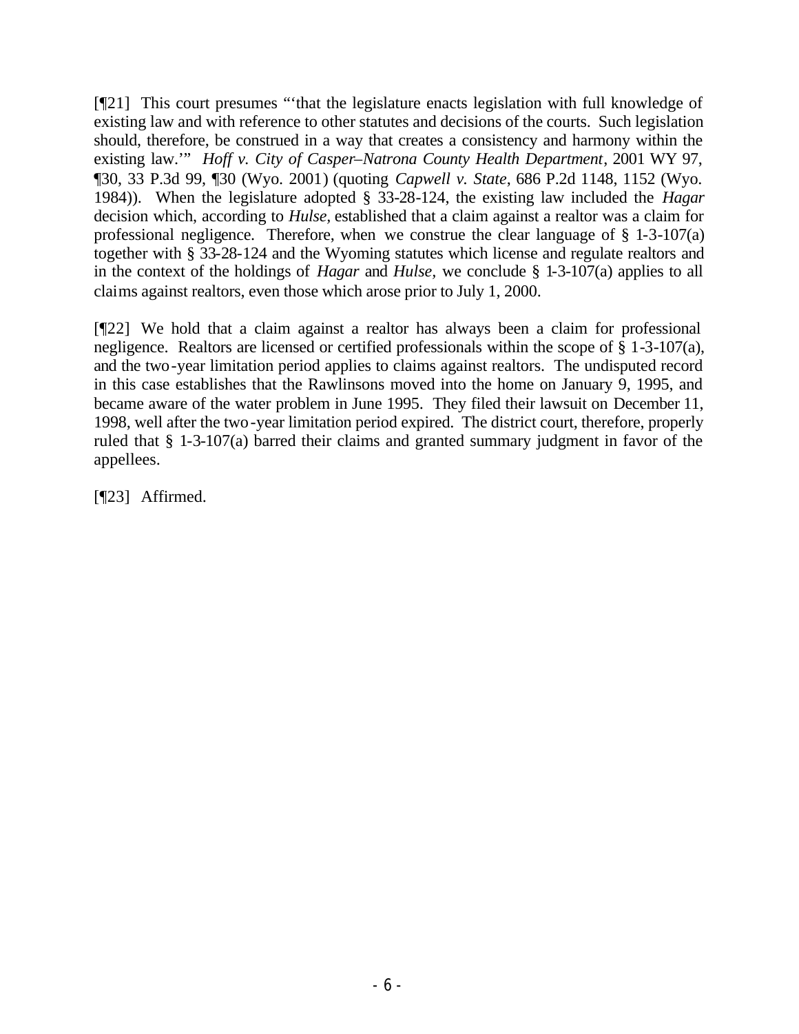[¶21] This court presumes "'that the legislature enacts legislation with full knowledge of existing law and with reference to other statutes and decisions of the courts. Such legislation should, therefore, be construed in a way that creates a consistency and harmony within the existing law.'" *Hoff v. City of Casper–Natrona County Health Department*, 2001 WY 97, ¶30, 33 P.3d 99, ¶30 (Wyo. 2001) (quoting *Capwell v. State*, 686 P.2d 1148, 1152 (Wyo. 1984)). When the legislature adopted § 33-28-124, the existing law included the *Hagar* decision which, according to *Hulse*, established that a claim against a realtor was a claim for professional negligence. Therefore, when we construe the clear language of § 1-3-107(a) together with § 33-28-124 and the Wyoming statutes which license and regulate realtors and in the context of the holdings of *Hagar* and *Hulse*, we conclude § 1-3-107(a) applies to all claims against realtors, even those which arose prior to July 1, 2000.

[¶22] We hold that a claim against a realtor has always been a claim for professional negligence. Realtors are licensed or certified professionals within the scope of § 1-3-107(a), and the two-year limitation period applies to claims against realtors. The undisputed record in this case establishes that the Rawlinsons moved into the home on January 9, 1995, and became aware of the water problem in June 1995. They filed their lawsuit on December 11, 1998, well after the two-year limitation period expired. The district court, therefore, properly ruled that § 1-3-107(a) barred their claims and granted summary judgment in favor of the appellees.

[¶23] Affirmed.